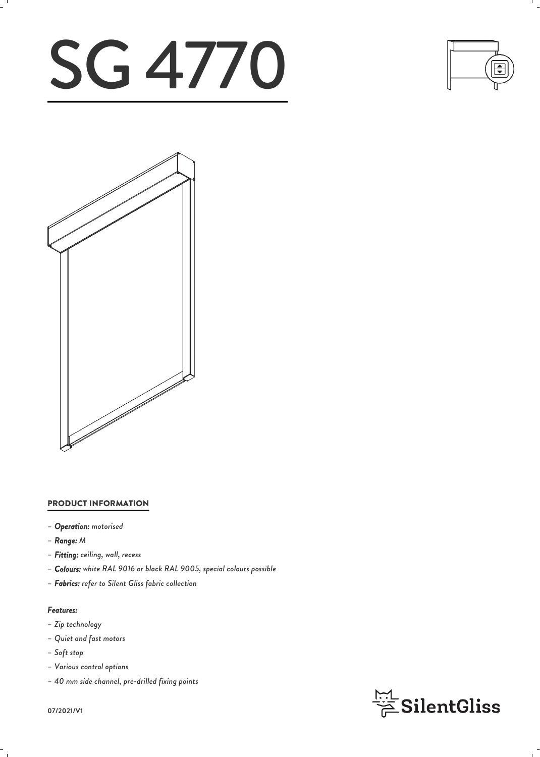# SG 4770

## PRODUCT INFORMATION

- ***Operation:*** *motorised*
- ***Range:*** *M*
- ***Fitting:*** *ceiling, wall, recess*
- ***Colours:*** *white RAL 9016 or black RAL 9005, special colours possible*
- ***Fabrics:*** *refer to Silent Gliss fabric collection*

***Features:***

- *Zip technology*
- *Quiet and fast motors*
- *Soft stop*
- *Various control options*
- *40 mm side channel, pre-drilled fixing points*

**07/2021/V1**

SilentGliss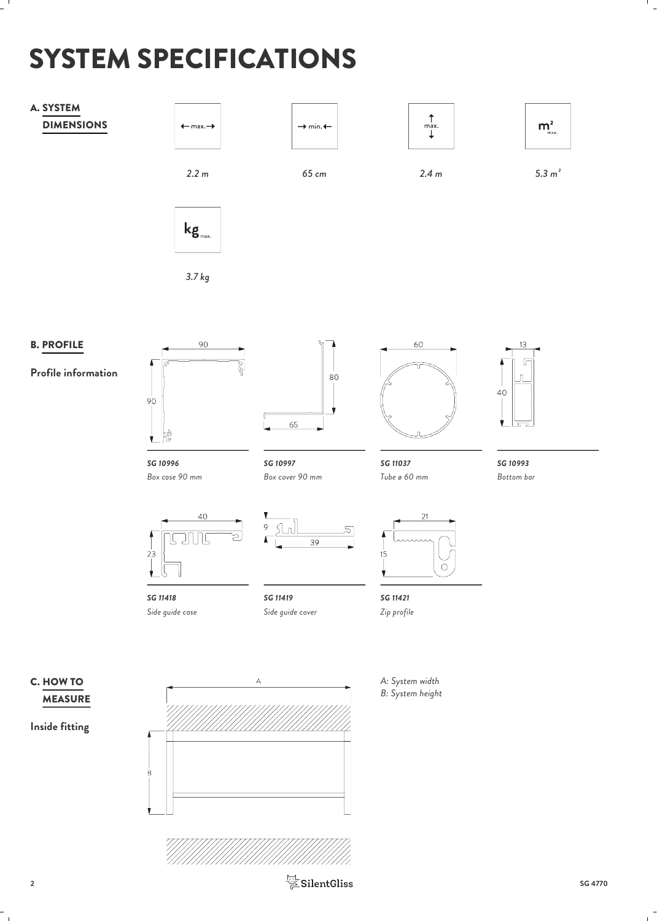# SYSTEM SPECIFICATIONS

## A. SYSTEM DIMENSIONS

| ← max. → | → min. ← | ↑ max. ↓ | $m^2$ max. | kg max. |
|---|---|---|---|---|
| *2.2 m* | *65 cm* | *2.4 m* | *5.3 $m^2$* | *3.7 kg* |

## B. PROFILE

**Profile information**

***SG 10996***
*Box case 90 mm*

***SG 10997***
*Box cover 90 mm*

***SG 11037***
*Tube ø 60 mm*

***SG 10993***
*Bottom bar*

***SG 11418***
*Side guide case*

***SG 11419***
*Side guide cover*

***SG 11421***
*Zip profile*

## C. HOW TO MEASURE

**Inside fitting**

*A: System width*
*B: System height*

SG 4770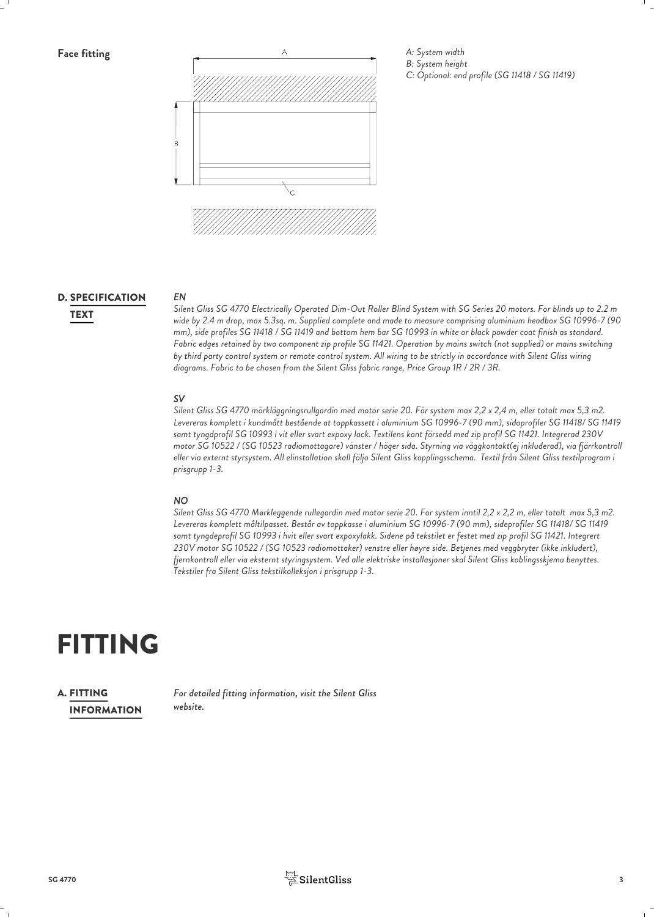**Face fitting**

*A: System width*
*B: System height*
*C: Optional: end profile (SG 11418 / SG 11419)*

## D. SPECIFICATION TEXT

***EN***

*Silent Gliss SG 4770 Electrically Operated Dim-Out Roller Blind System with SG Series 20 motors. For blinds up to 2.2 m wide by 2.4 m drop, max 5.3sq. m. Supplied complete and made to measure comprising aluminium headbox SG 10996-7 (90 mm), side profiles SG 11418 / SG 11419 and bottom hem bar SG 10993 in white or black powder coat finish as standard. Fabric edges retained by two component zip profile SG 11421. Operation by mains switch (not supplied) or mains switching by third party control system or remote control system. All wiring to be strictly in accordance with Silent Gliss wiring diagrams. Fabric to be chosen from the Silent Gliss fabric range, Price Group 1R / 2R / 3R.*

***SV***

*Silent Gliss SG 4770 mörkläggningsrullgardin med motor serie 20. För system max 2,2 x 2,4 m, eller totalt max 5,3 m2. Levereras komplett i kundmått bestående at toppkassett i aluminium SG 10996-7 (90 mm), sidoprofiler SG 11418/ SG 11419 samt tyngdprofil SG 10993 i vit eller svart expoxy lack. Textilens kant försedd med zip profil SG 11421. Integrerad 230V motor SG 10522 / (SG 10523 radiomottagare) vänster / höger sida. Styrning via väggkontakt(ej inkluderad), via fjärrkontroll eller via externt styrsystem. All elinstallation skall följa Silent Gliss kopplingsschema. Textil från Silent Gliss textilprogram i prisgrupp 1-3.*

***NO***

*Silent Gliss SG 4770 Mørkleggende rullegardin med motor serie 20. For system inntil 2,2 x 2,2 m, eller totalt max 5,3 m2. Levereras komplett måltilpasset. Består av toppkasse i aluminium SG 10996-7 (90 mm), sideprofiler SG 11418/ SG 11419 samt tyngdeprofil SG 10993 i hvit eller svart expoxylakk. Sidene på tekstilet er festet med zip profil SG 11421. Integrert 230V motor SG 10522 / (SG 10523 radiomottaker) venstre eller høyre side. Betjenes med veggbryter (ikke inkludert), fjernkontroll eller via eksternt styringsystem. Ved alle elektriske installasjoner skal Silent Gliss koblingsskjema benyttes. Tekstiler fra Silent Gliss tekstilkolleksjon i prisgrupp 1-3.*

# FITTING

## A. FITTING INFORMATION

*For detailed fitting information, visit the Silent Gliss website.*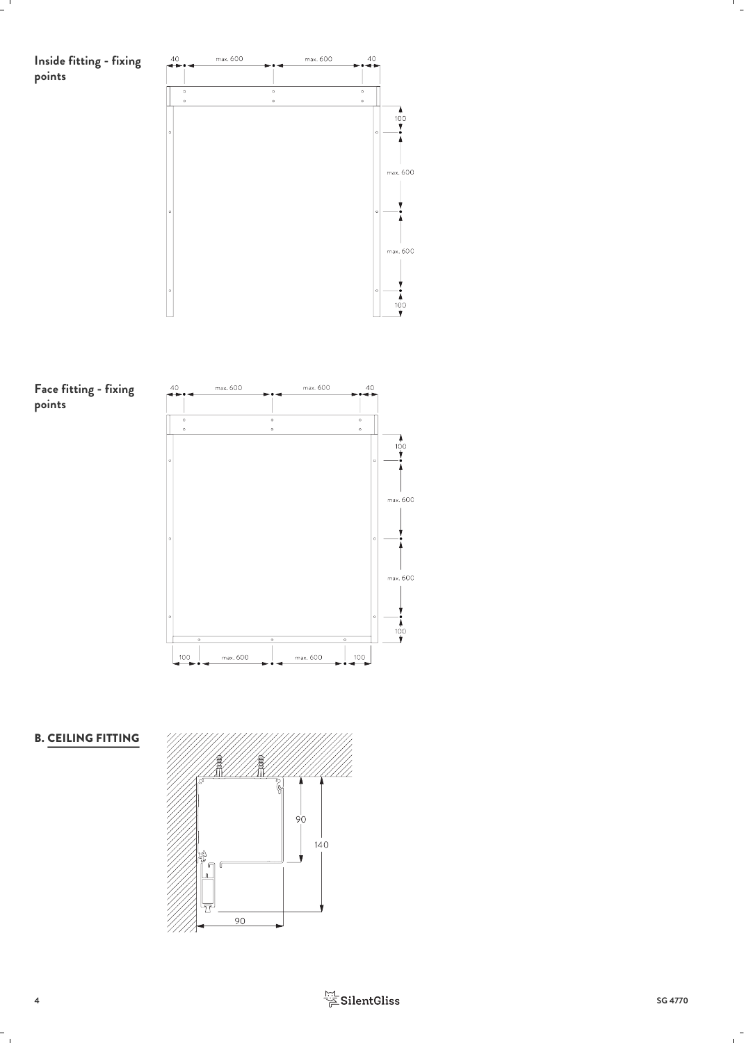**Inside fitting - fixing points**

40 max. 600 max. 600 40

100

max. 600

max. 600

100

**Face fitting - fixing points**

40 max. 600 max. 600 40

100

max. 600

max. 600

100

100 max. 600 max. 600 100

**B. CEILING FITTING**

90

140

90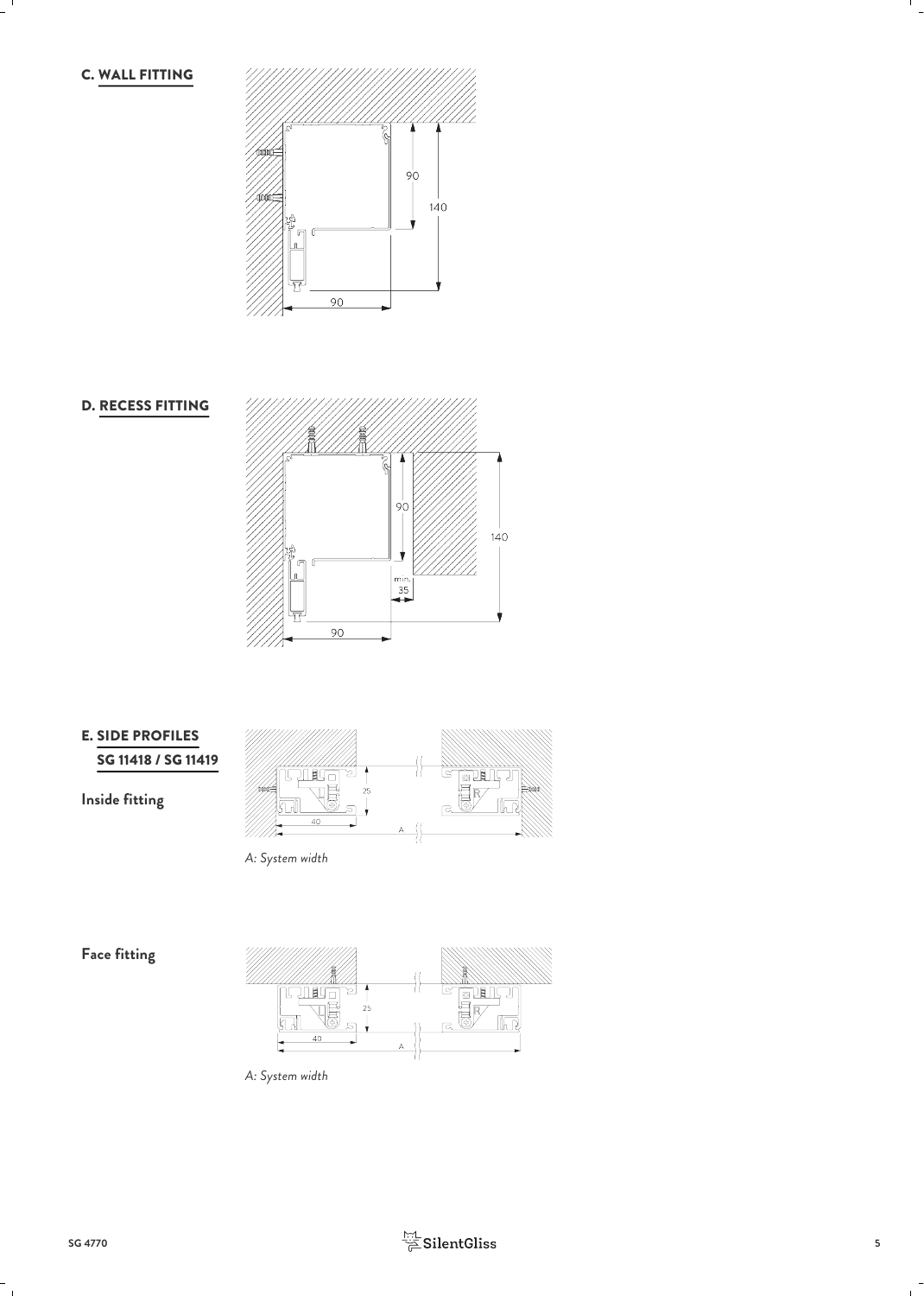## C. WALL FITTING

## D. RECESS FITTING

## E. SIDE PROFILES SG 11418 / SG 11419

**Inside fitting**

*A: System width*

**Face fitting**

*A: System width*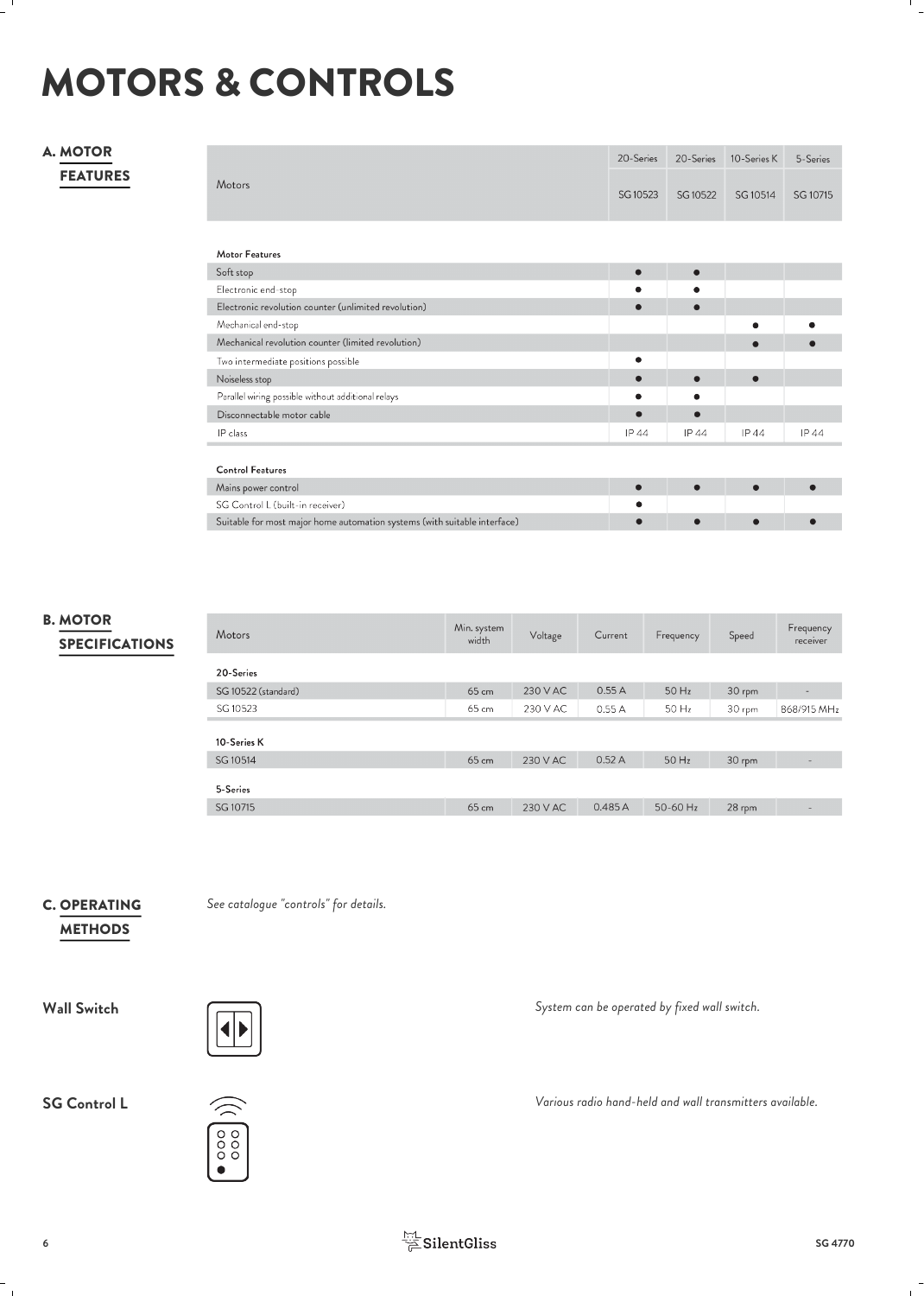# MOTORS & CONTROLS

## A. MOTOR FEATURES

| Motors | 20-Series SG 10523 | 20-Series SG 10522 | 10-Series K SG 10514 | 5-Series SG 10715 |
|---|---|---|---|---|
| **Motor Features** | | | | |
| Soft stop | ● | ● | | |
| Electronic end-stop | ● | ● | | |
| Electronic revolution counter (unlimited revolution) | ● | ● | | |
| Mechanical end-stop | | | ● | ● |
| Mechanical revolution counter (limited revolution) | | | ● | ● |
| Two intermediate positions possible | ● | | | |
| Noiseless stop | ● | ● | ● | |
| Parallel wiring possible without additional relays | ● | ● | | |
| Disconnectable motor cable | ● | ● | | |
| IP class | IP 44 | IP 44 | IP 44 | IP 44 |
| **Control Features** | | | | |
| Mains power control | ● | ● | ● | ● |
| SG Control L (built-in receiver) | ● | | | |
| Suitable for most major home automation systems (with suitable interface) | ● | ● | ● | ● |

## B. MOTOR SPECIFICATIONS

| Motors | Min. system width | Voltage | Current | Frequency | Speed | Frequency receiver |
|---|---|---|---|---|---|---|
| **20-Series** | | | | | | |
| SG 10522 (standard) | 65 cm | 230 V AC | 0.55 A | 50 Hz | 30 rpm | - |
| SG 10523 | 65 cm | 230 V AC | 0.55 A | 50 Hz | 30 rpm | 868/915 MHz |
| **10-Series K** | | | | | | |
| SG 10514 | 65 cm | 230 V AC | 0.52 A | 50 Hz | 30 rpm | - |
| **5-Series** | | | | | | |
| SG 10715 | 65 cm | 230 V AC | 0.485 A | 50-60 Hz | 28 rpm | - |

## C. OPERATING METHODS

*See catalogue "controls" for details.*

**Wall Switch**

*System can be operated by fixed wall switch.*

**SG Control L**

*Various radio hand-held and wall transmitters available.*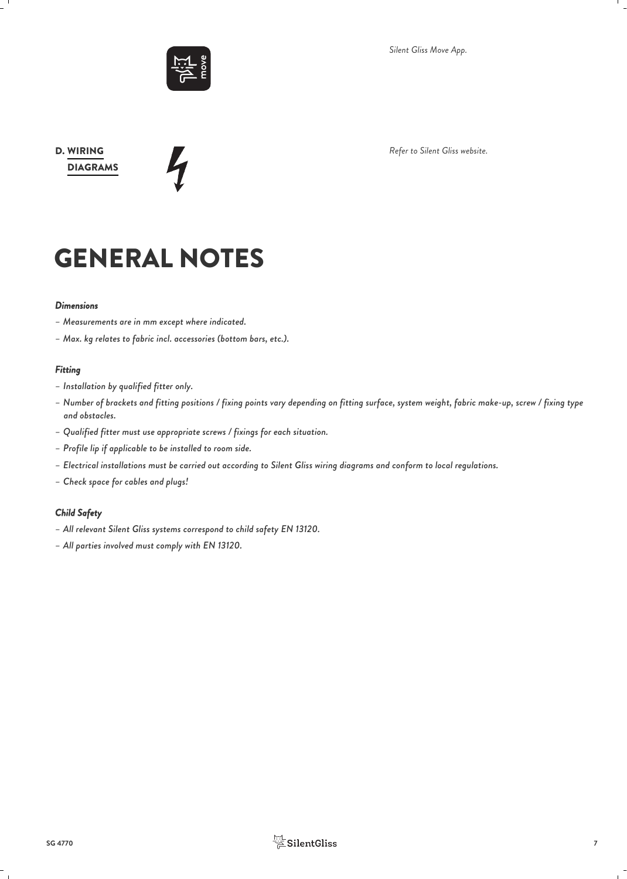*Silent Gliss Move App.*

**D. WIRING DIAGRAMS**

*Refer to Silent Gliss website.*

# GENERAL NOTES

***Dimensions***

- *Measurements are in mm except where indicated.*
- *Max. kg relates to fabric incl. accessories (bottom bars, etc.).*

***Fitting***

- *Installation by qualified fitter only.*
- *Number of brackets and fitting positions / fixing points vary depending on fitting surface, system weight, fabric make-up, screw / fixing type and obstacles.*
- *Qualified fitter must use appropriate screws / fixings for each situation.*
- *Profile lip if applicable to be installed to room side.*
- *Electrical installations must be carried out according to Silent Gliss wiring diagrams and conform to local regulations.*
- *Check space for cables and plugs!*

***Child Safety***

- *All relevant Silent Gliss systems correspond to child safety EN 13120.*
- *All parties involved must comply with EN 13120.*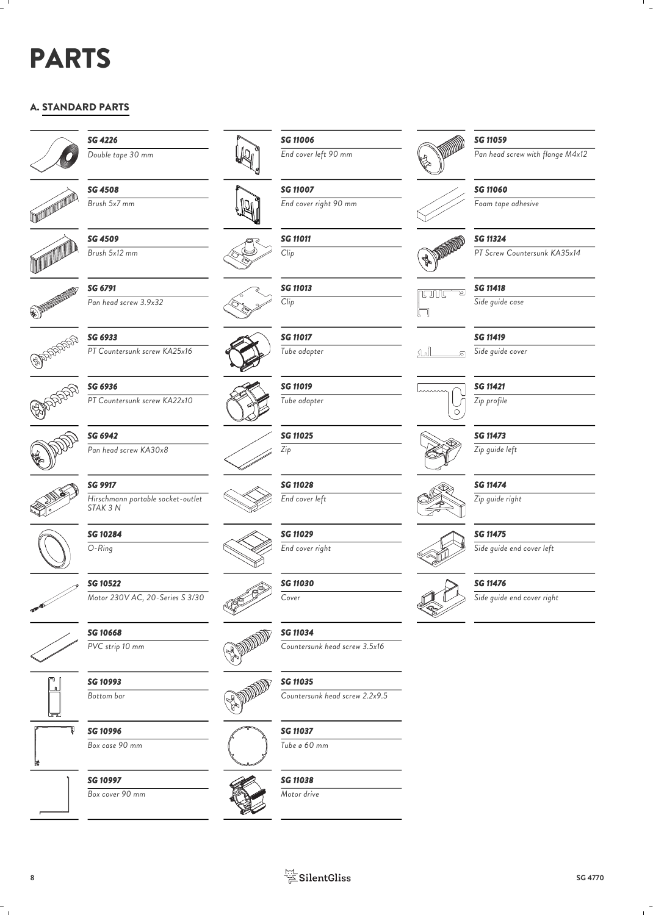# PARTS

## A. STANDARD PARTS

| Part no. | Description |
|---|---|
| SG 4226 | Double tape 30 mm |
| SG 4508 | Brush 5x7 mm |
| SG 4509 | Brush 5x12 mm |
| SG 6791 | Pan head screw 3.9x32 |
| SG 6933 | PT Countersunk screw KA25x16 |
| SG 6936 | PT Countersunk screw KA22x10 |
| SG 6942 | Pan head screw KA30x8 |
| SG 9917 | Hirschmann portable socket-outlet STAK 3 N |
| SG 10284 | O-Ring |
| SG 10522 | Motor 230V AC, 20-Series S 3/30 |
| SG 10668 | PVC strip 10 mm |
| SG 10993 | Bottom bar |
| SG 10996 | Box case 90 mm |
| SG 10997 | Box cover 90 mm |
| SG 11006 | End cover left 90 mm |
| SG 11007 | End cover right 90 mm |
| SG 11011 | Clip |
| SG 11013 | Clip |
| SG 11017 | Tube adapter |
| SG 11019 | Tube adapter |
| SG 11025 | Zip |
| SG 11028 | End cover left |
| SG 11029 | End cover right |
| SG 11030 | Cover |
| SG 11034 | Countersunk head screw 3.5x16 |
| SG 11035 | Countersunk head screw 2.2x9.5 |
| SG 11037 | Tube ø 60 mm |
| SG 11038 | Motor drive |
| SG 11059 | Pan head screw with flange M4x12 |
| SG 11060 | Foam tape adhesive |
| SG 11324 | PT Screw Countersunk KA35x14 |
| SG 11418 | Side guide case |
| SG 11419 | Side guide cover |
| SG 11421 | Zip profile |
| SG 11473 | Zip guide left |
| SG 11474 | Zip guide right |
| SG 11475 | Side guide end cover left |
| SG 11476 | Side guide end cover right |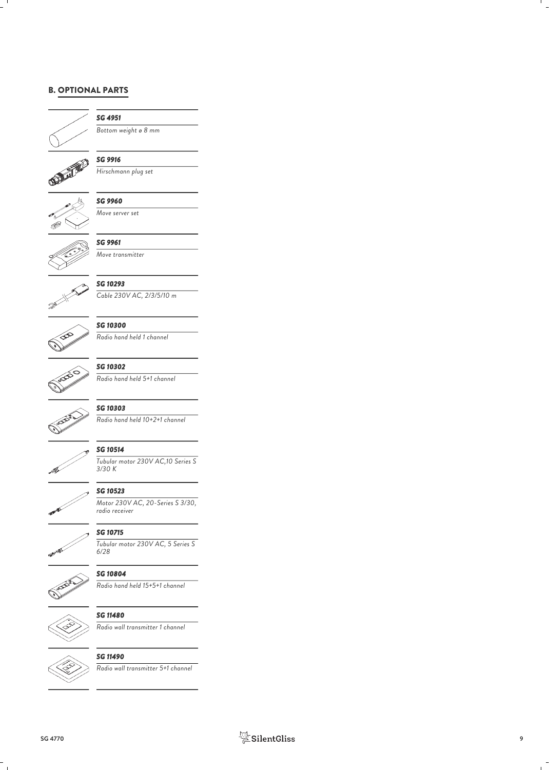## B. OPTIONAL PARTS

***SG 4951***

*Bottom weight ø 8 mm*

***SG 9916***

*Hirschmann plug set*

***SG 9960***

*Move server set*

***SG 9961***

*Move transmitter*

***SG 10293***

*Cable 230V AC, 2/3/5/10 m*

***SG 10300***

*Radio hand held 1 channel*

***SG 10302***

*Radio hand held 5+1 channel*

***SG 10303***

*Radio hand held 10+2+1 channel*

***SG 10514***

*Tubular motor 230V AC,10 Series S 3/30 K*

***SG 10523***

*Motor 230V AC, 20-Series S 3/30, radio receiver*

***SG 10715***

*Tubular motor 230V AC, 5 Series S 6/28*

***SG 10804***

*Radio hand held 15+5+1 channel*

***SG 11480***

*Radio wall transmitter 1 channel*

***SG 11490***

*Radio wall transmitter 5+1 channel*